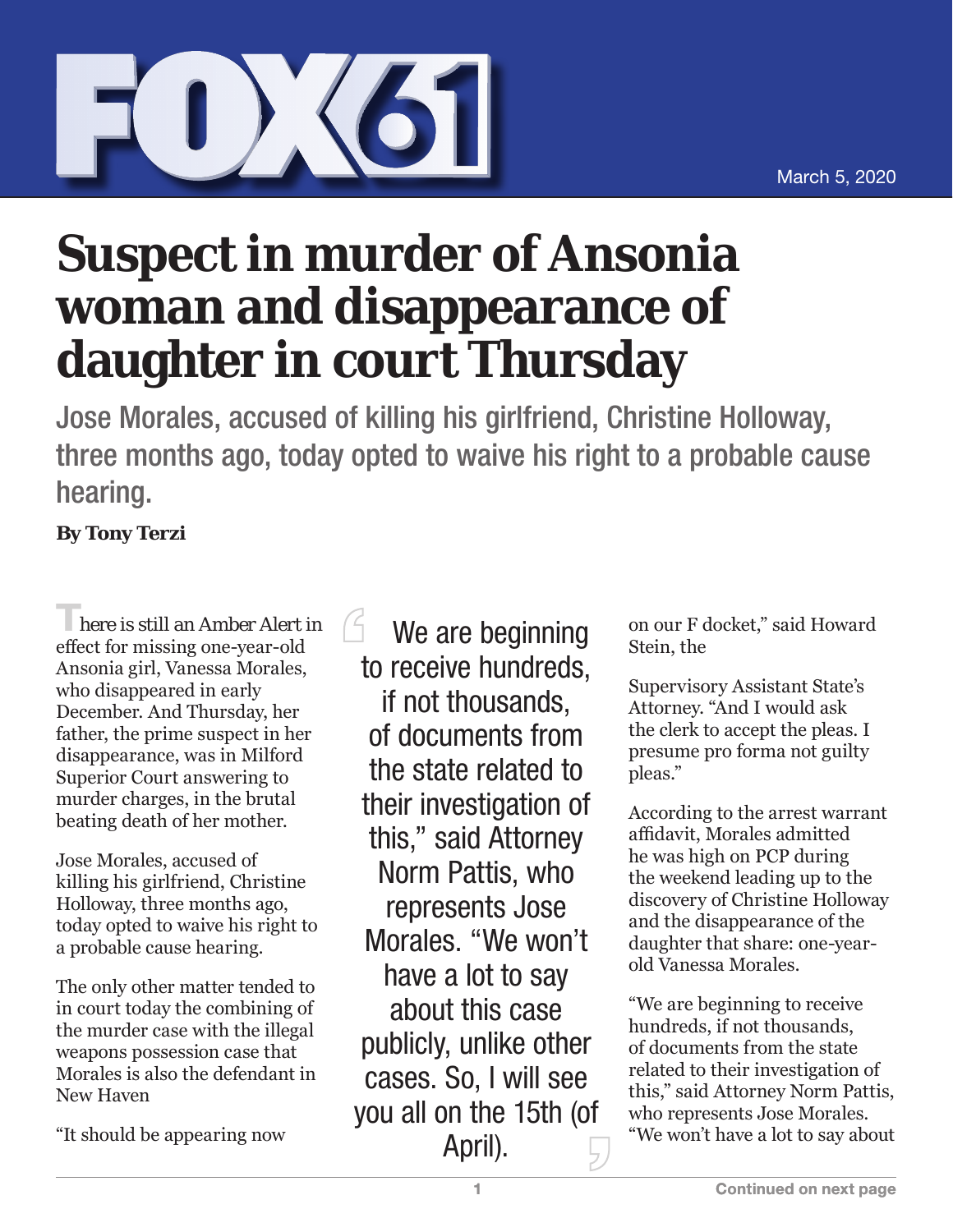FOX61

March 5, 2020

# Suspect in murder of Ansonia woman and disappearance of daughter in court Thursday

Jose Morales, accused of killing his girlfriend, Christine Holloway, three months ago, today opted to waive his right to a probable cause hearing.

**By Tony Terzi**

There is still an Amber Alert in effect for missing one-year-old Ansonia girl, Vanessa Morales, who disappeared in early December. And Thursday, her father, the prime suspect in her disappearance, was in Milford Superior Court answering to murder charges, in the brutal beating death of her mother.

Jose Morales, accused of killing his girlfriend, Christine Holloway, three months ago, today opted to waive his right to a probable cause hearing.

The only other matter tended to in court today the combining of the murder case with the illegal weapons possession case that Morales is also the defendant in New Haven

"It should be appearing now on our F docket," said Howard Stein, the Supervisory Assistant State's Attorney. "And I would ask the clerk to accept the pleas. I presume pro forma not guilty pleas."

> We are beginning to receive hundreds, if not thousands, of documents from the state related to their investigation of this," said Attorney Norm Pattis, who represents Jose Morales. "We won't have a lot to say about this case publicly, unlike other cases. So, I will see you all on the 15th (of April).

According to the arrest warrant affidavit, Morales admitted he was high on PCP during the weekend leading up to the discovery of Christine Holloway and the disappearance of the daughter that share: one-year-old Vanessa Morales.

"We are beginning to receive hundreds, if not thousands, of documents from the state related to their investigation of this," said Attorney Norm Pattis, who represents Jose Morales. "We won't have a lot to say about

Continued on next page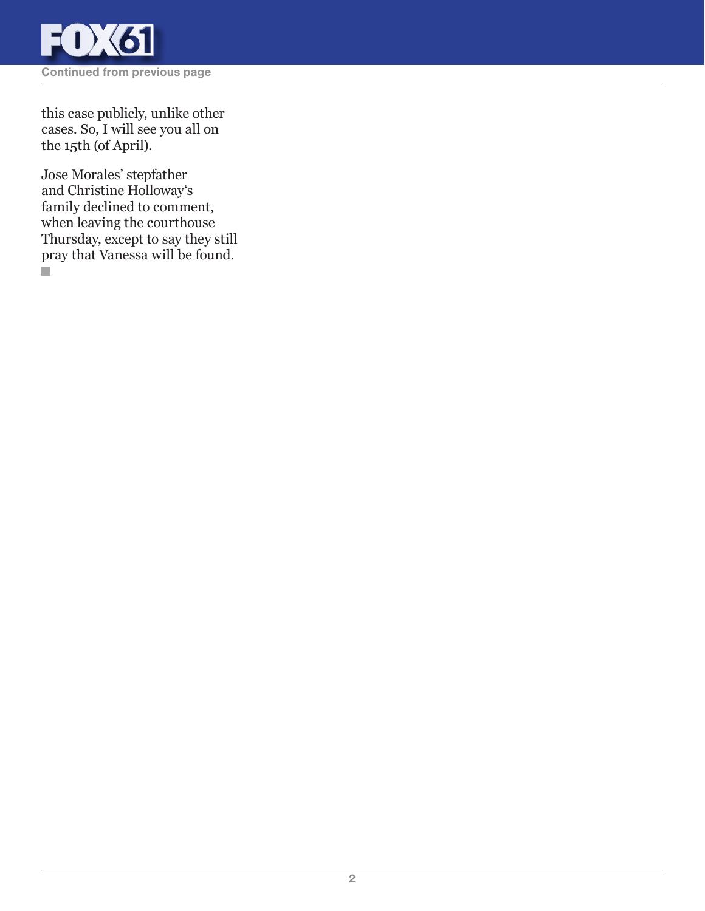this case publicly, unlike other cases. So, I will see you all on the 15th (of April).

Jose Morales' stepfather and Christine Holloway's family declined to comment, when leaving the courthouse Thursday, except to say they still pray that Vanessa will be found.